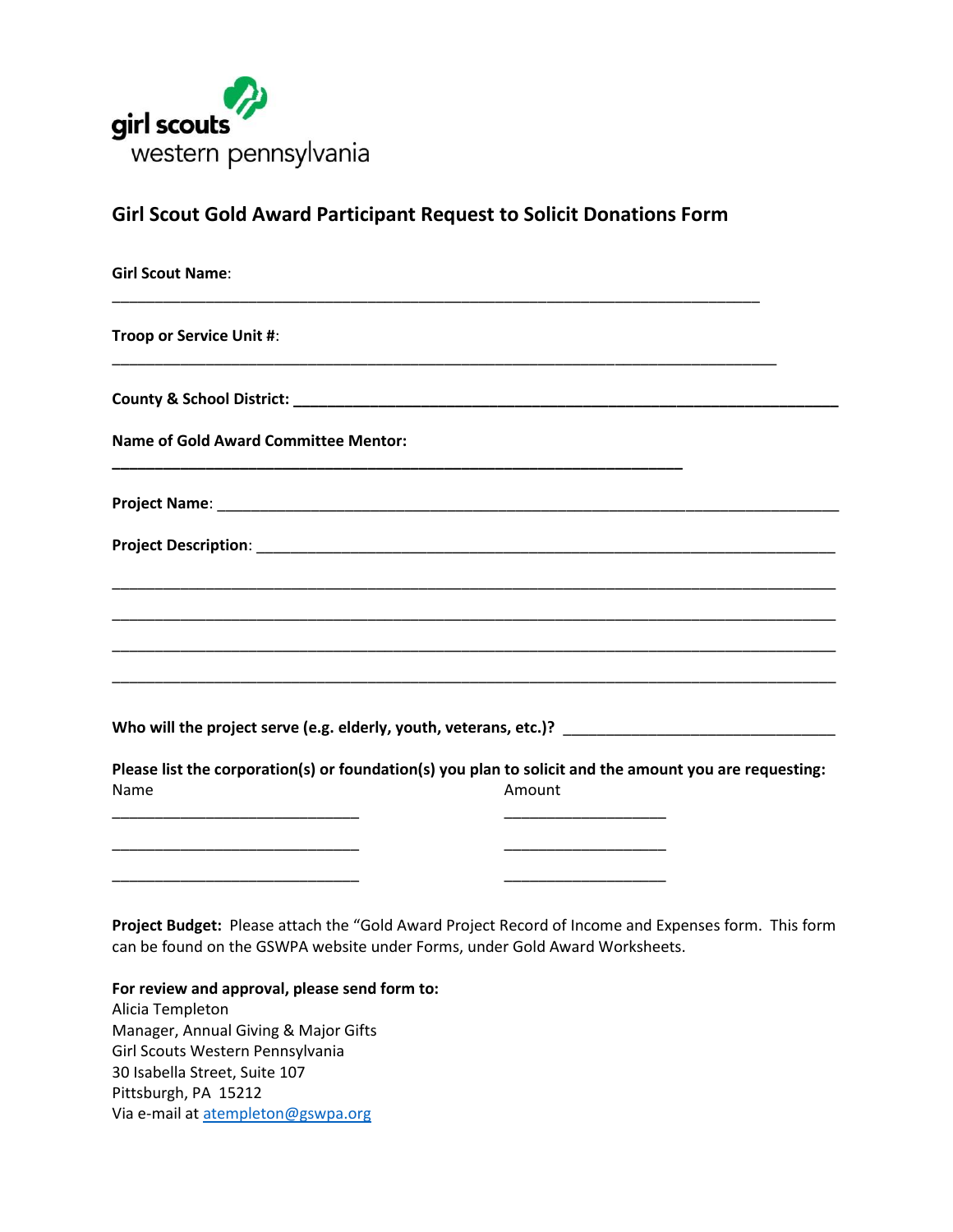girl scouts
western pennsylvania

## Girl Scout Gold Award Participant Request to Solicit Donations Form

**Girl Scout Name**:

___________________________________________________________________________

**Troop or Service Unit #**:

___________________________________________________________________________

**County & School District:** ___________________________________________________________

**Name of Gold Award Committee Mentor:**

__________________________________________________________________

**Project Name**: _______________________________________________________________________

**Project Description**: __________________________________________________________________

___________________________________________________________________________________

___________________________________________________________________________________

___________________________________________________________________________________

___________________________________________________________________________________

**Who will the project serve (e.g. elderly, youth, veterans, etc.)?** ______________________________

**Please list the corporation(s) or foundation(s) you plan to solicit and the amount you are requesting:**

| Name | Amount |
|---|---|
| _____________________________ | ___________________ |
| _____________________________ | ___________________ |
| _____________________________ | ___________________ |

**Project Budget:** Please attach the "Gold Award Project Record of Income and Expenses form. This form can be found on the GSWPA website under Forms, under Gold Award Worksheets.

**For review and approval, please send form to:**
Alicia Templeton
Manager, Annual Giving & Major Gifts
Girl Scouts Western Pennsylvania
30 Isabella Street, Suite 107
Pittsburgh, PA 15212
Via e-mail at atempleton@gswpa.org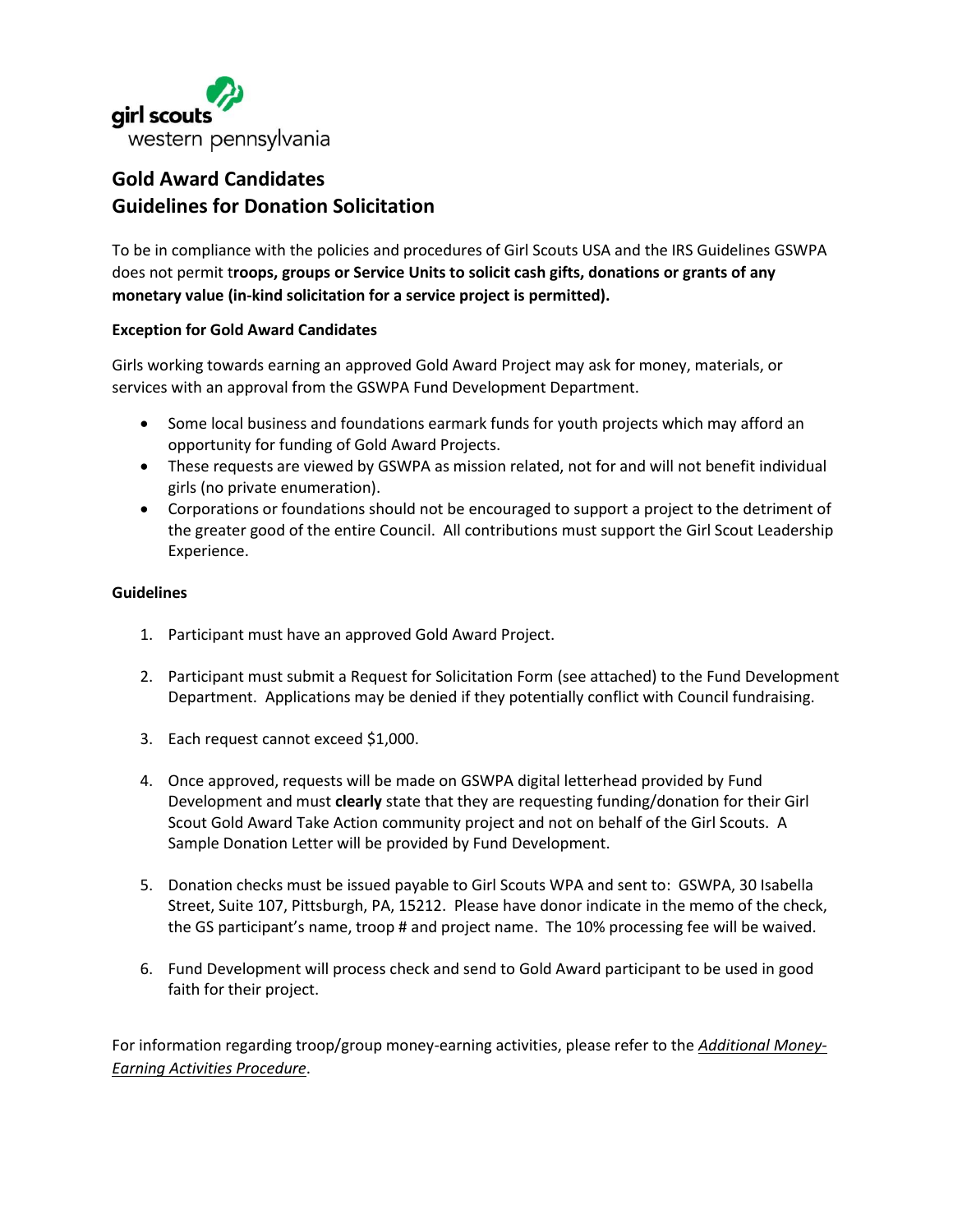girl scouts
western pennsylvania

## Gold Award Candidates
## Guidelines for Donation Solicitation

To be in compliance with the policies and procedures of Girl Scouts USA and the IRS Guidelines GSWPA does not permit t**roops, groups or Service Units to solicit cash gifts, donations or grants of any monetary value (in-kind solicitation for a service project is permitted).**

**Exception for Gold Award Candidates**

Girls working towards earning an approved Gold Award Project may ask for money, materials, or services with an approval from the GSWPA Fund Development Department.

- Some local business and foundations earmark funds for youth projects which may afford an opportunity for funding of Gold Award Projects.
- These requests are viewed by GSWPA as mission related, not for and will not benefit individual girls (no private enumeration).
- Corporations or foundations should not be encouraged to support a project to the detriment of the greater good of the entire Council. All contributions must support the Girl Scout Leadership Experience.

**Guidelines**

1. Participant must have an approved Gold Award Project.

2. Participant must submit a Request for Solicitation Form (see attached) to the Fund Development Department. Applications may be denied if they potentially conflict with Council fundraising.

3. Each request cannot exceed $1,000.

4. Once approved, requests will be made on GSWPA digital letterhead provided by Fund Development and must **clearly** state that they are requesting funding/donation for their Girl Scout Gold Award Take Action community project and not on behalf of the Girl Scouts. A Sample Donation Letter will be provided by Fund Development.

5. Donation checks must be issued payable to Girl Scouts WPA and sent to: GSWPA, 30 Isabella Street, Suite 107, Pittsburgh, PA, 15212. Please have donor indicate in the memo of the check, the GS participant's name, troop # and project name. The 10% processing fee will be waived.

6. Fund Development will process check and send to Gold Award participant to be used in good faith for their project.

For information regarding troop/group money-earning activities, please refer to the *Additional Money-Earning Activities Procedure*.